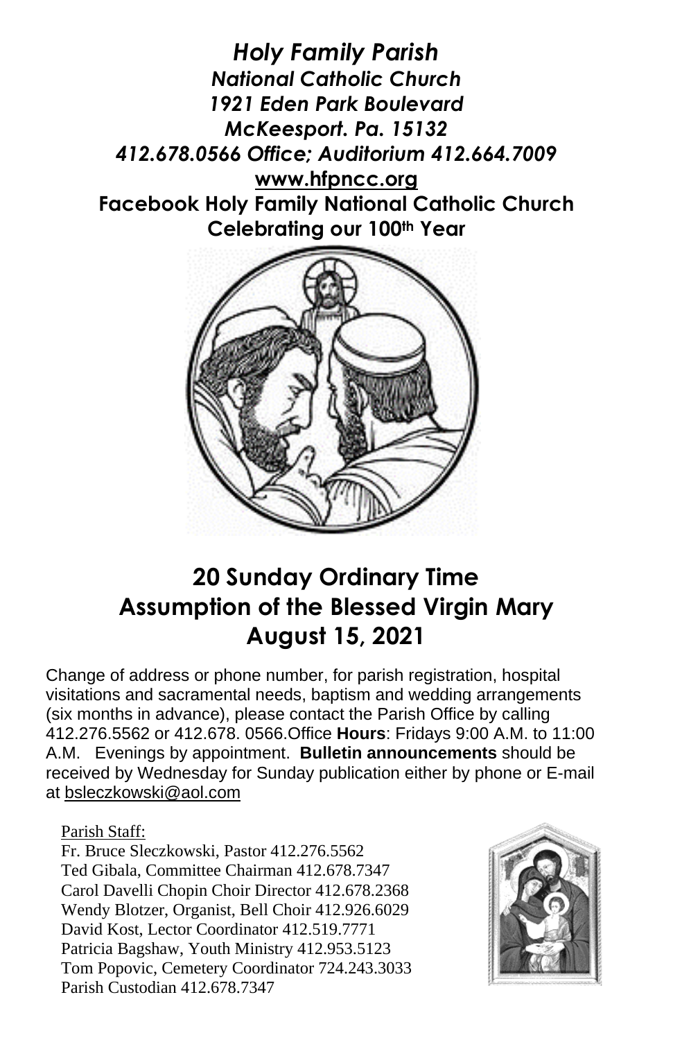*Holy Family Parish*
*National Catholic Church*
*1921 Eden Park Boulevard*
*McKeesport. Pa. 15132*
*412.678.0566 Office; Auditorium 412.664.7009*
**www.hfpncc.org**
**Facebook Holy Family National Catholic Church**
**Celebrating our 100th Year**

## 20 Sunday Ordinary Time
## Assumption of the Blessed Virgin Mary
## August 15, 2021

Change of address or phone number, for parish registration, hospital visitations and sacramental needs, baptism and wedding arrangements (six months in advance), please contact the Parish Office by calling 412.276.5562 or 412.678. 0566.Office **Hours**: Fridays 9:00 A.M. to 11:00 A.M. Evenings by appointment. **Bulletin announcements** should be received by Wednesday for Sunday publication either by phone or E-mail at bsleczkowski@aol.com

Parish Staff:
Fr. Bruce Sleczkowski, Pastor 412.276.5562
Ted Gibala, Committee Chairman 412.678.7347
Carol Davelli Chopin Choir Director 412.678.2368
Wendy Blotzer, Organist, Bell Choir 412.926.6029
David Kost, Lector Coordinator 412.519.7771
Patricia Bagshaw, Youth Ministry 412.953.5123
Tom Popovic, Cemetery Coordinator 724.243.3033
Parish Custodian 412.678.7347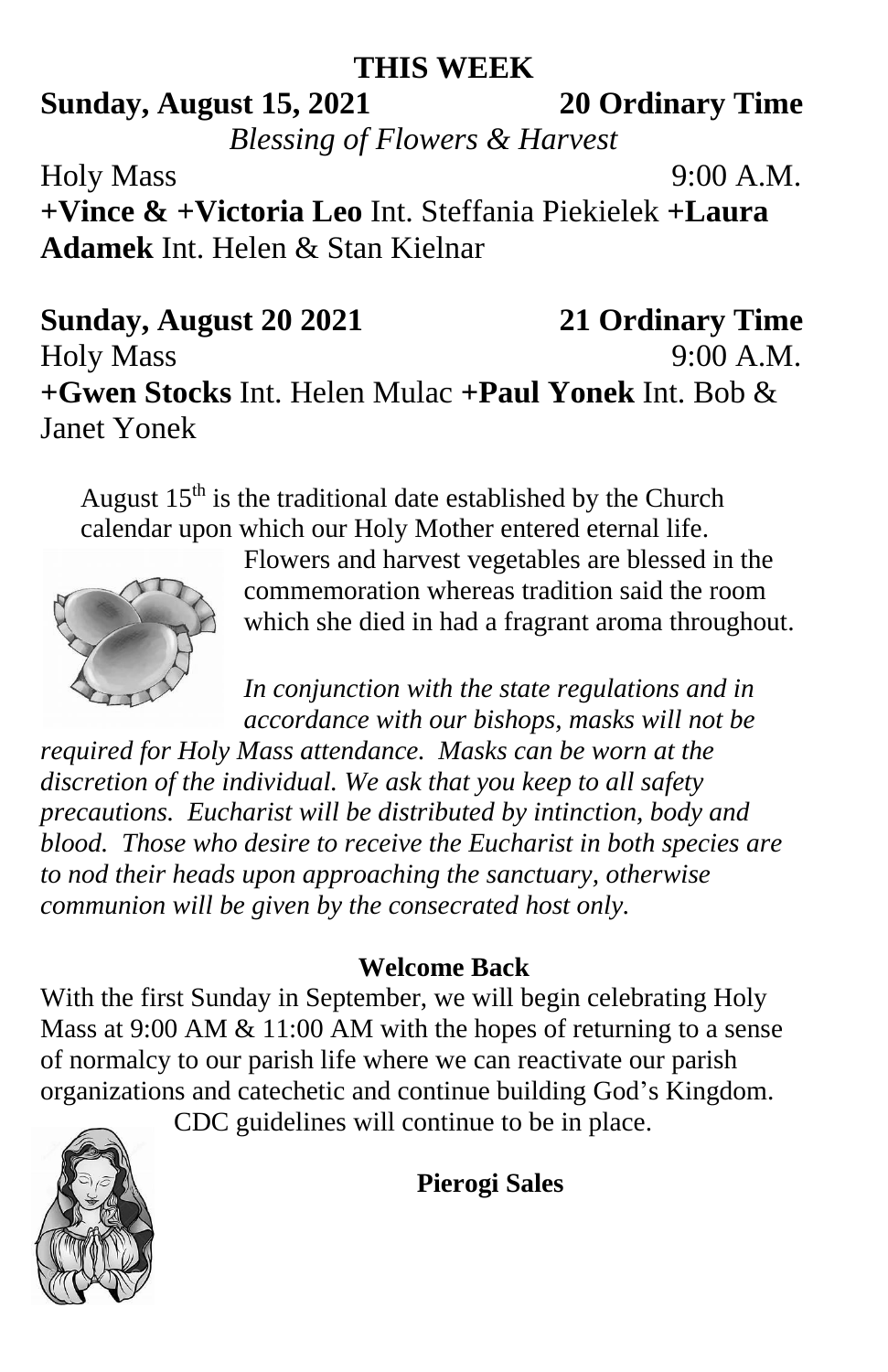## THIS WEEK

**Sunday, August 15, 2021** **20 Ordinary Time**

*Blessing of Flowers & Harvest*

Holy Mass 9:00 A.M.

**+Vince & +Victoria Leo** Int. Steffania Piekielek **+Laura Adamek** Int. Helen & Stan Kielnar

**Sunday, August 20 2021** **21 Ordinary Time**

Holy Mass 9:00 A.M.

**+Gwen Stocks** Int. Helen Mulac **+Paul Yonek** Int. Bob & Janet Yonek

August 15th is the traditional date established by the Church calendar upon which our Holy Mother entered eternal life. Flowers and harvest vegetables are blessed in the commemoration whereas tradition said the room which she died in had a fragrant aroma throughout.

*In conjunction with the state regulations and in accordance with our bishops, masks will not be required for Holy Mass attendance. Masks can be worn at the discretion of the individual. We ask that you keep to all safety precautions. Eucharist will be distributed by intinction, body and blood. Those who desire to receive the Eucharist in both species are to nod their heads upon approaching the sanctuary, otherwise communion will be given by the consecrated host only.*

**Welcome Back**

With the first Sunday in September, we will begin celebrating Holy Mass at 9:00 AM & 11:00 AM with the hopes of returning to a sense of normalcy to our parish life where we can reactivate our parish organizations and catechetic and continue building God's Kingdom. CDC guidelines will continue to be in place.

**Pierogi Sales**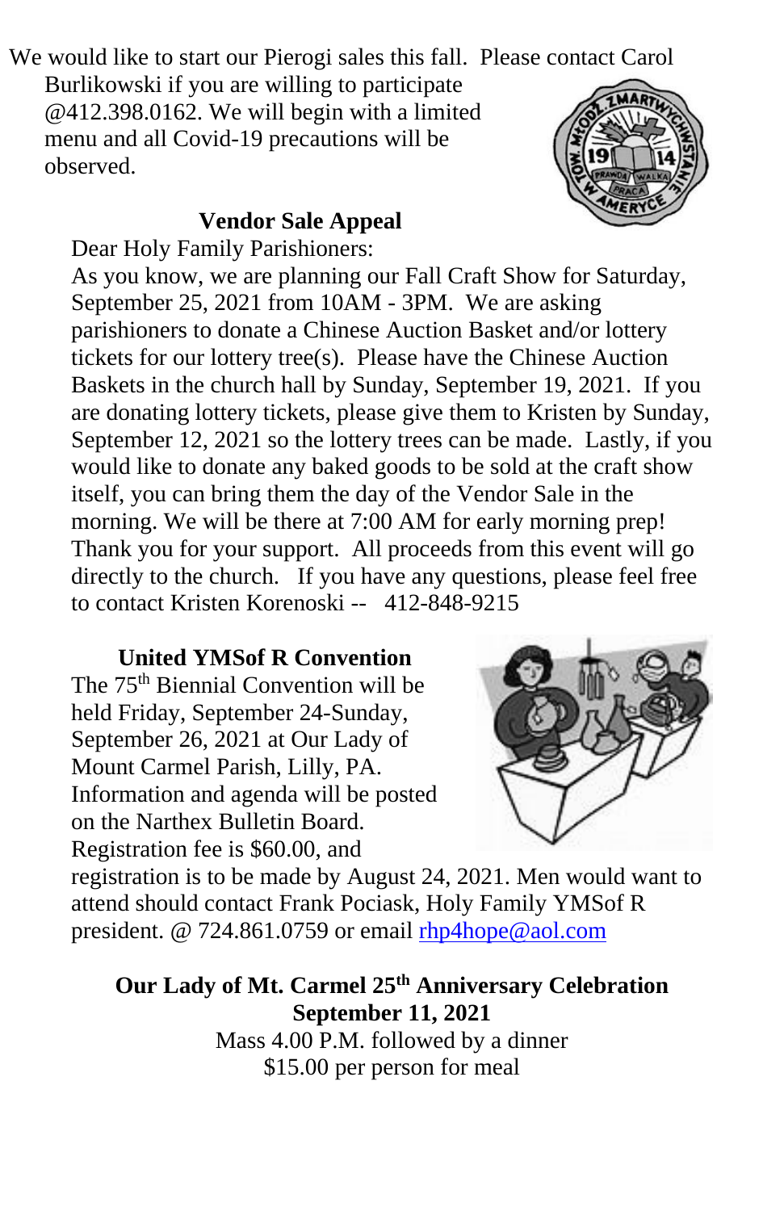We would like to start our Pierogi sales this fall. Please contact Carol Burlikowski if you are willing to participate @412.398.0162. We will begin with a limited menu and all Covid-19 precautions will be observed.

**Vendor Sale Appeal**

Dear Holy Family Parishioners:

As you know, we are planning our Fall Craft Show for Saturday, September 25, 2021 from 10AM - 3PM. We are asking parishioners to donate a Chinese Auction Basket and/or lottery tickets for our lottery tree(s). Please have the Chinese Auction Baskets in the church hall by Sunday, September 19, 2021. If you are donating lottery tickets, please give them to Kristen by Sunday, September 12, 2021 so the lottery trees can be made. Lastly, if you would like to donate any baked goods to be sold at the craft show itself, you can bring them the day of the Vendor Sale in the morning. We will be there at 7:00 AM for early morning prep! Thank you for your support. All proceeds from this event will go directly to the church. If you have any questions, please feel free to contact Kristen Korenoski -- 412-848-9215

**United YMSof R Convention**

The 75th Biennial Convention will be held Friday, September 24-Sunday, September 26, 2021 at Our Lady of Mount Carmel Parish, Lilly, PA. Information and agenda will be posted on the Narthex Bulletin Board. Registration fee is $60.00, and registration is to be made by August 24, 2021. Men would want to attend should contact Frank Pociask, Holy Family YMSof R president. @ 724.861.0759 or email rhp4hope@aol.com

**Our Lady of Mt. Carmel 25th Anniversary Celebration**
**September 11, 2021**

Mass 4.00 P.M. followed by a dinner
$15.00 per person for meal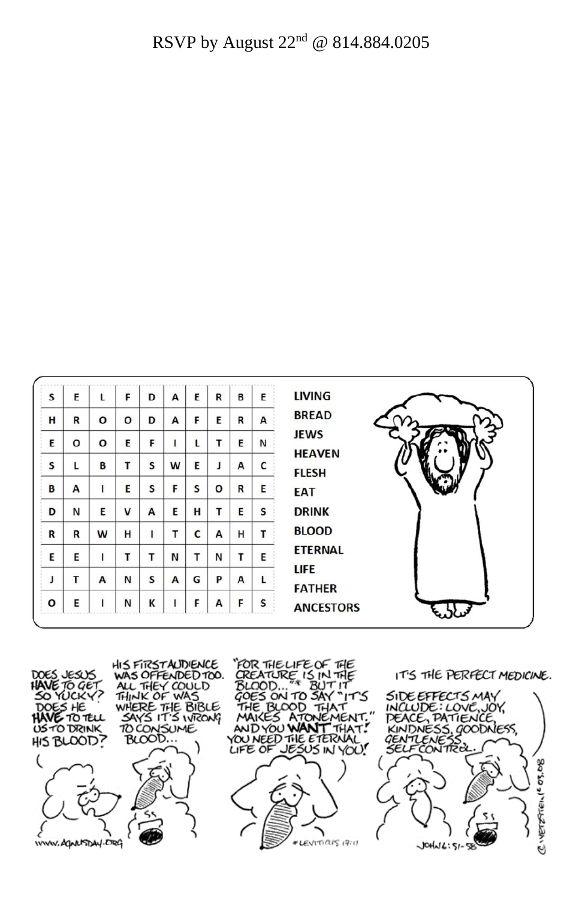RSVP by August 22nd @ 814.884.0205

| | | | | | | | | | |
|---|---|---|---|---|---|---|---|---|---|
| S | E | L | F | D | A | E | R | B | E |
| H | R | O | O | D | A | F | E | R | A |
| E | O | O | E | F | I | L | T | E | N |
| S | L | B | T | S | W | E | J | A | C |
| B | A | I | E | S | F | S | O | R | E |
| D | N | E | V | A | E | H | T | E | S |
| R | R | W | H | I | T | C | A | H | T |
| E | E | I | T | T | N | T | N | T | E |
| J | T | A | N | S | A | G | P | A | L |
| O | E | I | N | K | I | F | A | F | S |

**LIVING**
**BREAD**
**JEWS**
**HEAVEN**
**FLESH**
**EAT**
**DRINK**
**BLOOD**
**ETERNAL**
**LIFE**
**FATHER**
**ANCESTORS**

DOES JESUS HAVE TO GET SO YUCKY? DOES HE HAVE TO TELL US TO DRINK HIS BLOOD?

HIS FIRST AUDIENCE WAS OFFENDED TOO. ALL THEY COULD THINK OF WAS WHERE THE BIBLE SAYS IT'S WRONG TO CONSUME BLOOD...

"FOR THE LIFE OF THE CREATURE IS IN THE BLOOD..."* BUT IT GOES ON TO SAY "IT'S THE BLOOD THAT MAKES ATONEMENT." AND YOU WANT THAT! YOU NEED THE ETERNAL LIFE OF JESUS IN YOU!

IT'S THE PERFECT MEDICINE.

SIDE EFFECTS MAY INCLUDE: LOVE, JOY, PEACE, PATIENCE, KINDNESS, GOODNESS, GENTLENESS, SELF CONTROL.

WWW.AGNUSDAY.ORG

*LEVITICUS 17:11

JOHN 6: 51-58

© WETZSTEIN © 03.08